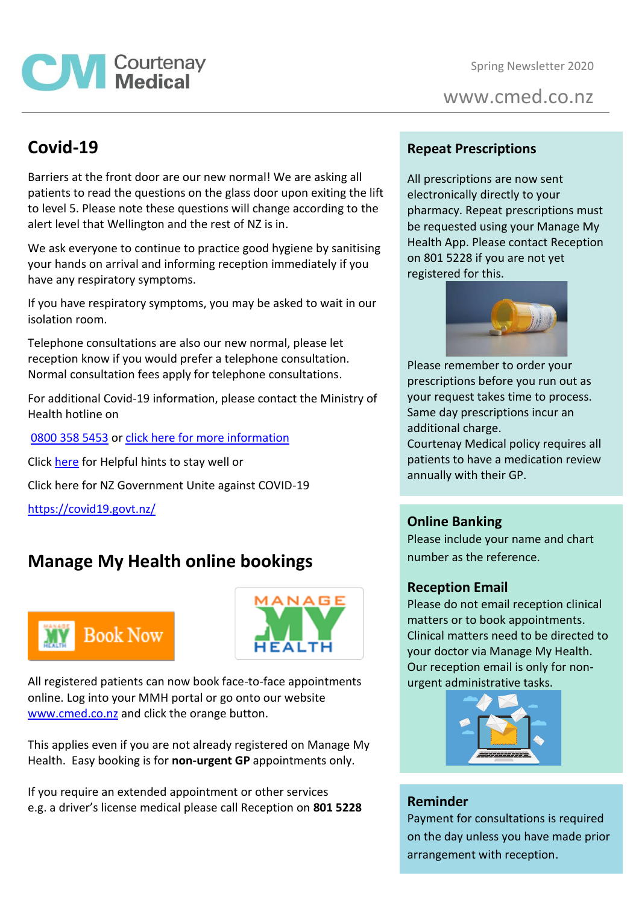# Courtenay Medical

Spring Newsletter 2020

www.cmed.co.nz

## Covid-19

Barriers at the front door are our new normal! We are asking all patients to read the questions on the glass door upon exiting the lift to level 5. Please note these questions will change according to the alert level that Wellington and the rest of NZ is in.

We ask everyone to continue to practice good hygiene by sanitising your hands on arrival and informing reception immediately if you have any respiratory symptoms.

If you have respiratory symptoms, you may be asked to wait in our isolation room.

Telephone consultations are also our new normal, please let reception know if you would prefer a telephone consultation. Normal consultation fees apply for telephone consultations.

For additional Covid-19 information, please contact the Ministry of Health hotline on

0800 358 5453 or click here for more information

Click here for Helpful hints to stay well or

Click here for NZ Government Unite against COVID-19

https://covid19.govt.nz/

## Manage My Health online bookings

Book Now

MANAGE MY HEALTH

All registered patients can now book face-to-face appointments online. Log into your MMH portal or go onto our website www.cmed.co.nz and click the orange button.

This applies even if you are not already registered on Manage My Health. Easy booking is for **non-urgent GP** appointments only.

If you require an extended appointment or other services e.g. a driver's license medical please call Reception on **801 5228**

### Repeat Prescriptions

All prescriptions are now sent electronically directly to your pharmacy. Repeat prescriptions must be requested using your Manage My Health App. Please contact Reception on 801 5228 if you are not yet registered for this.

Please remember to order your prescriptions before you run out as your request takes time to process. Same day prescriptions incur an additional charge.
Courtenay Medical policy requires all patients to have a medication review annually with their GP.

### Online Banking

Please include your name and chart number as the reference.

### Reception Email

Please do not email reception clinical matters or to book appointments. Clinical matters need to be directed to your doctor via Manage My Health. Our reception email is only for non-urgent administrative tasks.

### Reminder

Payment for consultations is required on the day unless you have made prior arrangement with reception.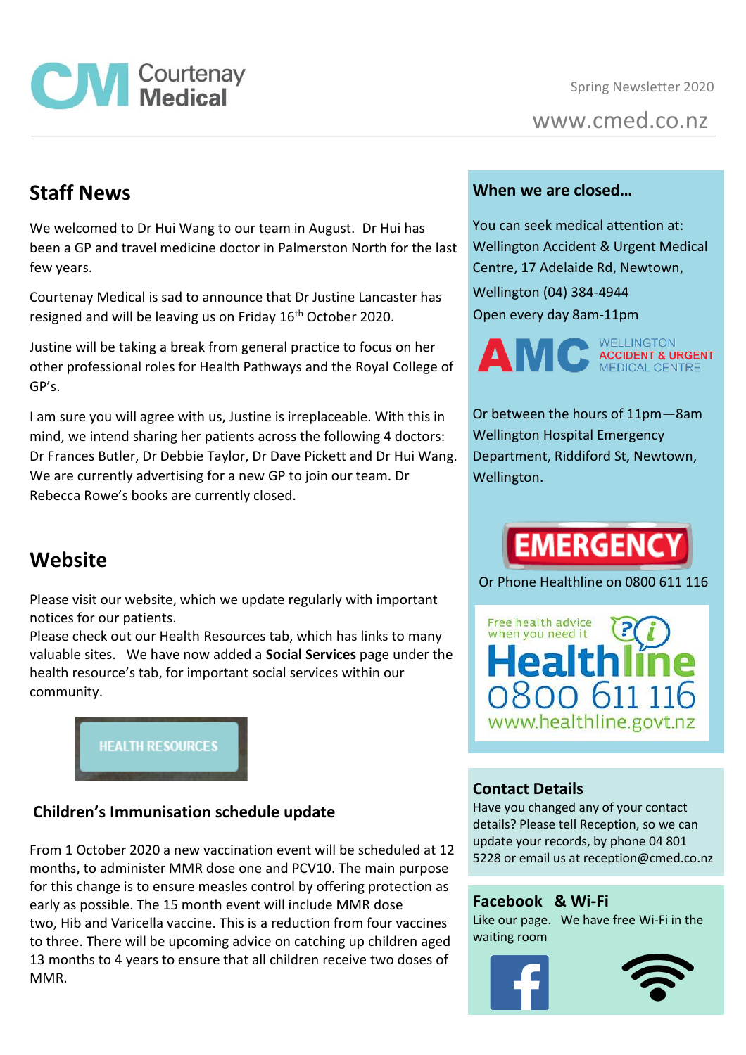Courtenay Medical

Spring Newsletter 2020

www.cmed.co.nz

## Staff News

We welcomed to Dr Hui Wang to our team in August. Dr Hui has been a GP and travel medicine doctor in Palmerston North for the last few years.

Courtenay Medical is sad to announce that Dr Justine Lancaster has resigned and will be leaving us on Friday 16th October 2020.

Justine will be taking a break from general practice to focus on her other professional roles for Health Pathways and the Royal College of GP's.

I am sure you will agree with us, Justine is irreplaceable. With this in mind, we intend sharing her patients across the following 4 doctors: Dr Frances Butler, Dr Debbie Taylor, Dr Dave Pickett and Dr Hui Wang. We are currently advertising for a new GP to join our team. Dr Rebecca Rowe's books are currently closed.

## Website

Please visit our website, which we update regularly with important notices for our patients.
Please check out our Health Resources tab, which has links to many valuable sites. We have now added a **Social Services** page under the health resource's tab, for important social services within our community.

HEALTH RESOURCES

### Children's Immunisation schedule update

From 1 October 2020 a new vaccination event will be scheduled at 12 months, to administer MMR dose one and PCV10. The main purpose for this change is to ensure measles control by offering protection as early as possible. The 15 month event will include MMR dose two, Hib and Varicella vaccine. This is a reduction from four vaccines to three. There will be upcoming advice on catching up children aged 13 months to 4 years to ensure that all children receive two doses of MMR.

### When we are closed…

You can seek medical attention at:
Wellington Accident & Urgent Medical Centre, 17 Adelaide Rd, Newtown, Wellington (04) 384-4944
Open every day 8am-11pm

AMC WELLINGTON ACCIDENT & URGENT MEDICAL CENTRE

Or between the hours of 11pm—8am Wellington Hospital Emergency Department, Riddiford St, Newtown, Wellington.

EMERGENCY

Or Phone Healthline on 0800 611 116

Free health advice when you need it
Healthline
0800 611 116
www.healthline.govt.nz

### Contact Details

Have you changed any of your contact details? Please tell Reception, so we can update your records, by phone 04 801 5228 or email us at reception@cmed.co.nz

### Facebook & Wi-Fi

Like our page. We have free Wi-Fi in the waiting room